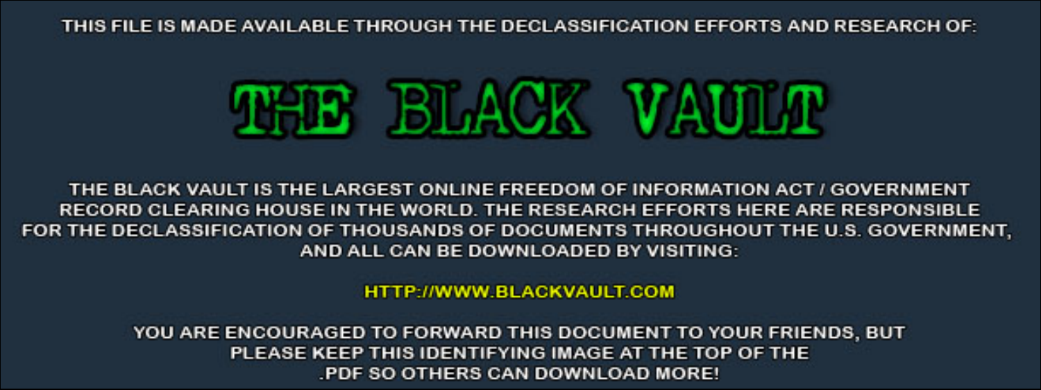THIS FILE IS MADE AVAILABLE THROUGH THE DECLASSIFICATION EFFORTS AND RESEARCH OF:

# THE BLACK VAULT

THE BLACK VAULT IS THE LARGEST ONLINE FREEDOM OF INFORMATION ACT / GOVERNMENT RECORD CLEARING HOUSE IN THE WORLD. THE RESEARCH EFFORTS HERE ARE RESPONSIBLE FOR THE DECLASSIFICATION OF THOUSANDS OF DOCUMENTS THROUGHOUT THE U.S. GOVERNMENT, AND ALL CAN BE DOWNLOADED BY VISITING:

HTTP://WWW.BLACKVAULT.COM

YOU ARE ENCOURAGED TO FORWARD THIS DOCUMENT TO YOUR FRIENDS, BUT PLEASE KEEP THIS IDENTIFYING IMAGE AT THE TOP OF THE .PDF SO OTHERS CAN DOWNLOAD MORE!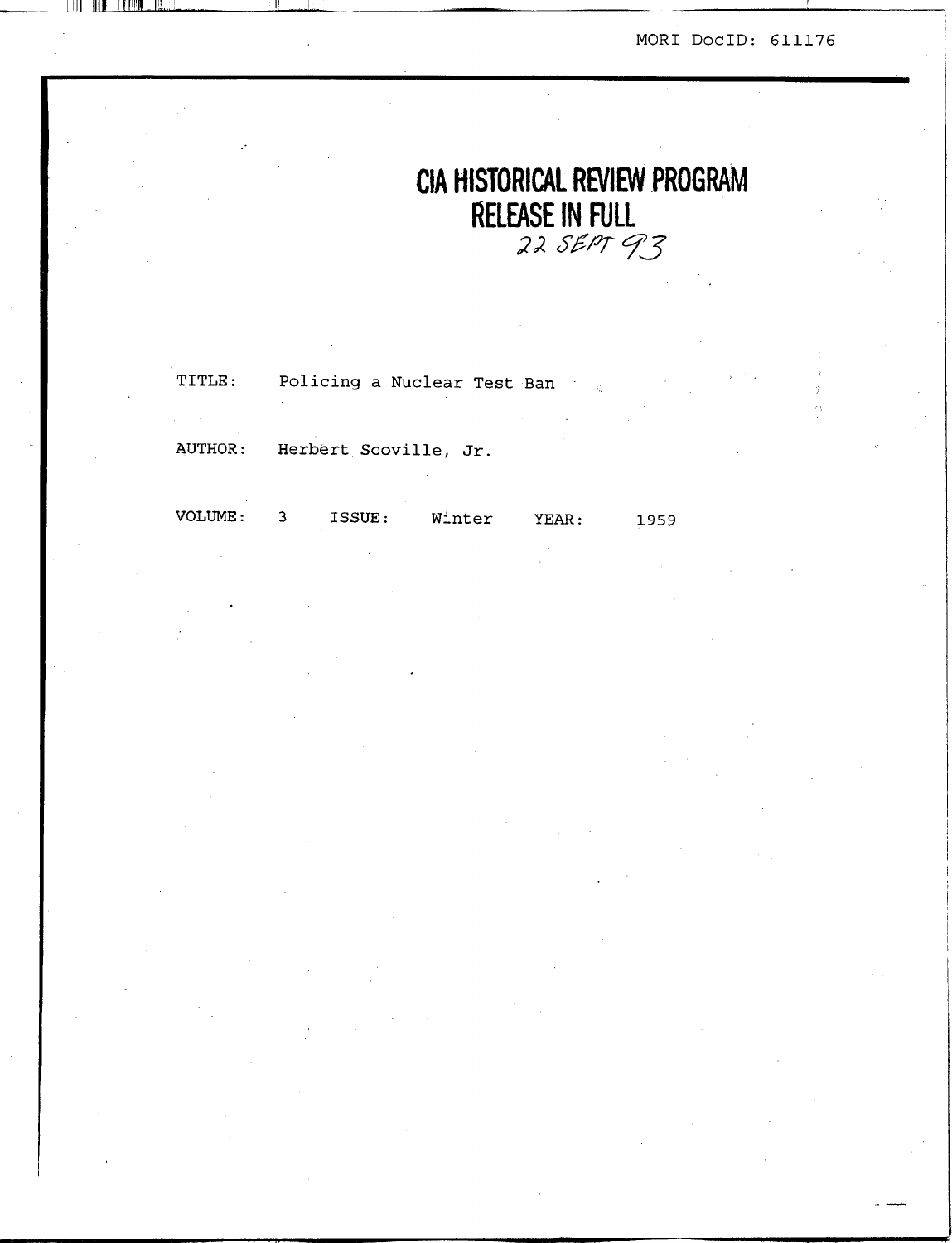MORI DocID: 611176

# CIA HISTORICAL REVIEW PROGRAM
# RELEASE IN FULL

22 SEPT 93

TITLE: Policing a Nuclear Test Ban

AUTHOR: Herbert Scoville, Jr.

VOLUME: 3 ISSUE: Winter YEAR: 1959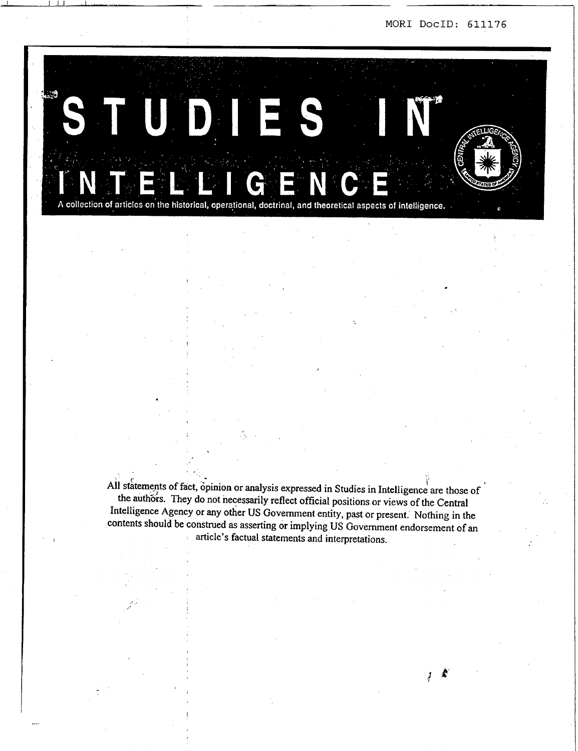# STUDIES IN INTELLIGENCE

A collection of articles on the historical, operational, doctrinal, and theoretical aspects of intelligence.

All statements of fact, opinion or analysis expressed in Studies in Intelligence are those of the authors. They do not necessarily reflect official positions or views of the Central Intelligence Agency or any other US Government entity, past or present. Nothing in the contents should be construed as asserting or implying US Government endorsement of an article's factual statements and interpretations.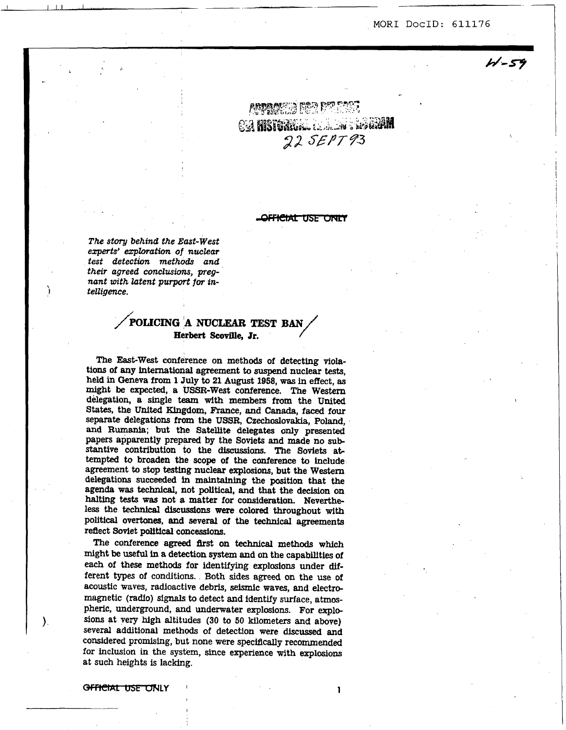MORI DocID: 611176

W-59

APPROVED FOR RELEASE
CIA HISTORICAL REVIEW PROGRAM
22 SEPT 93

~~OFFICIAL USE ONLY~~

*The story behind the East-West experts' exploration of nuclear test detection methods and their agreed conclusions, pregnant with latent purport for intelligence.*

# POLICING A NUCLEAR TEST BAN

**Herbert Scoville, Jr.**

The East-West conference on methods of detecting violations of any international agreement to suspend nuclear tests, held in Geneva from 1 July to 21 August 1958, was in effect, as might be expected, a USSR-West conference. The Western delegation, a single team with members from the United States, the United Kingdom, France, and Canada, faced four separate delegations from the USSR, Czechoslovakia, Poland, and Rumania; but the Satellite delegates only presented papers apparently prepared by the Soviets and made no substantive contribution to the discussions. The Soviets attempted to broaden the scope of the conference to include agreement to stop testing nuclear explosions, but the Western delegations succeeded in maintaining the position that the agenda was technical, not political, and that the decision on halting tests was not a matter for consideration. Nevertheless the technical discussions were colored throughout with political overtones, and several of the technical agreements reflect Soviet political concessions.

The conference agreed first on technical methods which might be useful in a detection system and on the capabilities of each of these methods for identifying explosions under different types of conditions. Both sides agreed on the use of acoustic waves, radioactive debris, seismic waves, and electromagnetic (radio) signals to detect and identify surface, atmospheric, underground, and underwater explosions. For explosions at very high altitudes (30 to 50 kilometers and above) several additional methods of detection were discussed and considered promising, but none were specifically recommended for inclusion in the system, since experience with explosions at such heights is lacking.

~~OFFICIAL USE ONLY~~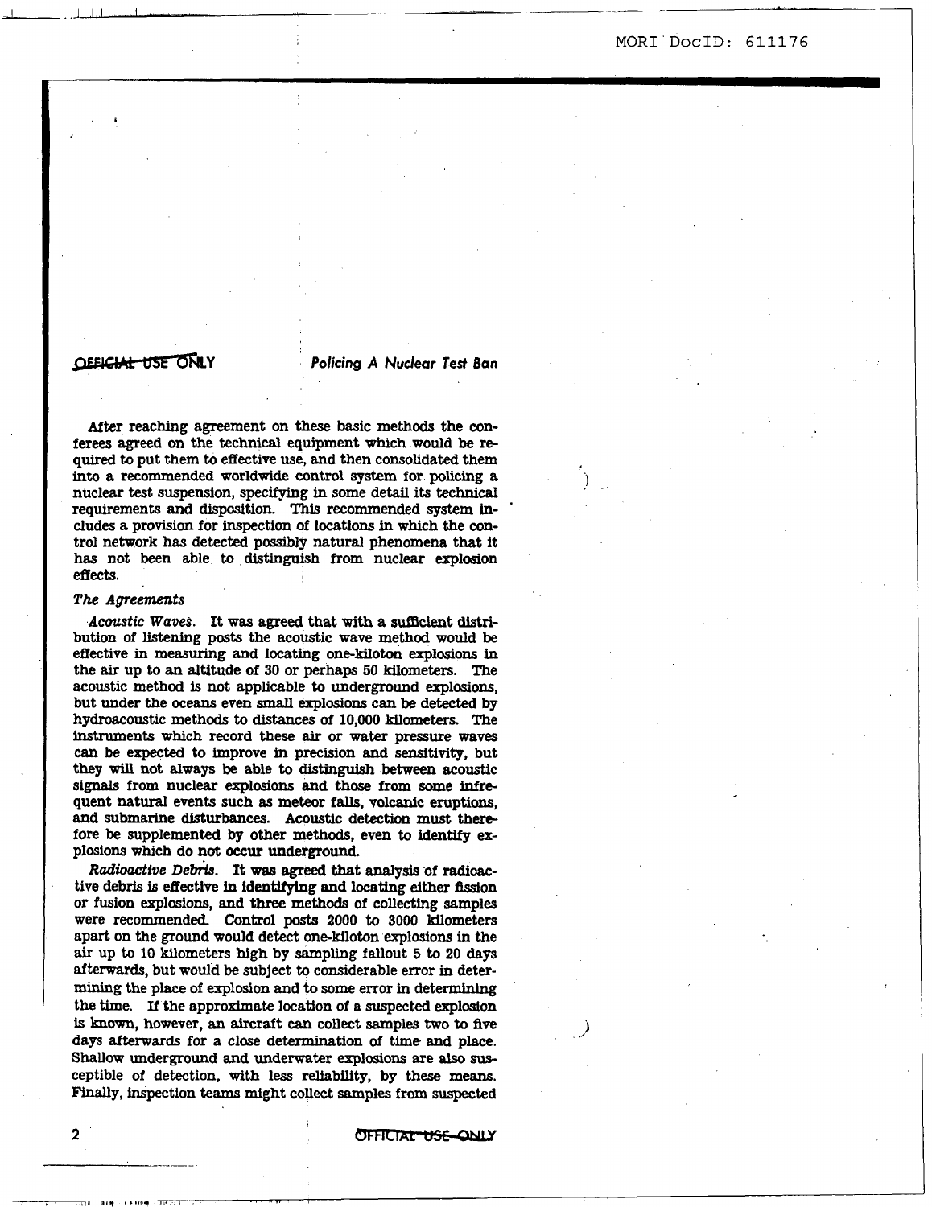After reaching agreement on these basic methods the conferees agreed on the technical equipment which would be required to put them to effective use, and then consolidated them into a recommended worldwide control system for policing a nuclear test suspension, specifying in some detail its technical requirements and disposition. This recommended system includes a provision for inspection of locations in which the control network has detected possibly natural phenomena that it has not been able to distinguish from nuclear explosion effects.

### *The Agreements*

*Acoustic Waves.* It was agreed that with a sufficient distribution of listening posts the acoustic wave method would be effective in measuring and locating one-kiloton explosions in the air up to an altitude of 30 or perhaps 50 kilometers. The acoustic method is not applicable to underground explosions, but under the oceans even small explosions can be detected by hydroacoustic methods to distances of 10,000 kilometers. The instruments which record these air or water pressure waves can be expected to improve in precision and sensitivity, but they will not always be able to distinguish between acoustic signals from nuclear explosions and those from some infrequent natural events such as meteor falls, volcanic eruptions, and submarine disturbances. Acoustic detection must therefore be supplemented by other methods, even to identify explosions which do not occur underground.

*Radioactive Debris.* It was agreed that analysis of radioactive debris is effective in identifying and locating either fission or fusion explosions, and three methods of collecting samples were recommended. Control posts 2000 to 3000 kilometers apart on the ground would detect one-kiloton explosions in the air up to 10 kilometers high by sampling fallout 5 to 20 days afterwards, but would be subject to considerable error in determining the place of explosion and to some error in determining the time. If the approximate location of a suspected explosion is known, however, an aircraft can collect samples two to five days afterwards for a close determination of time and place. Shallow underground and underwater explosions are also susceptible of detection, with less reliability, by these means. Finally, inspection teams might collect samples from suspected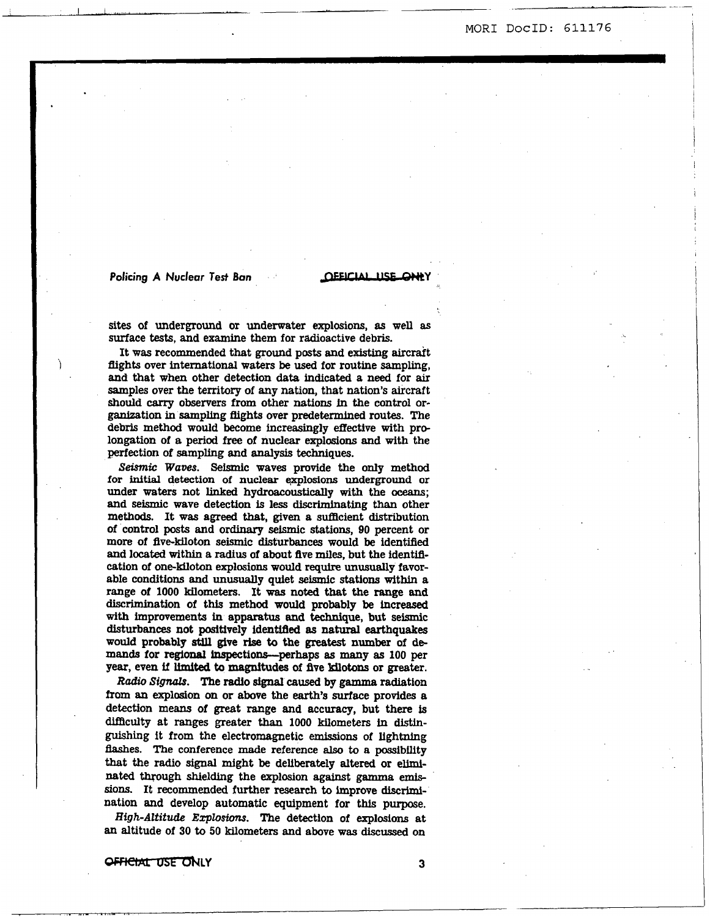sites of underground or underwater explosions, as well as surface tests, and examine them for radioactive debris.

It was recommended that ground posts and existing aircraft flights over international waters be used for routine sampling, and that when other detection data indicated a need for air samples over the territory of any nation, that nation's aircraft should carry observers from other nations in the control organization in sampling flights over predetermined routes. The debris method would become increasingly effective with prolongation of a period free of nuclear explosions and with the perfection of sampling and analysis techniques.

*Seismic Waves.* Seismic waves provide the only method for initial detection of nuclear explosions underground or under waters not linked hydroacoustically with the oceans; and seismic wave detection is less discriminating than other methods. It was agreed that, given a sufficient distribution of control posts and ordinary seismic stations, 90 percent or more of five-kiloton seismic disturbances would be identified and located within a radius of about five miles, but the identification of one-kiloton explosions would require unusually favorable conditions and unusually quiet seismic stations within a range of 1000 kilometers. It was noted that the range and discrimination of this method would probably be increased with improvements in apparatus and technique, but seismic disturbances not positively identified as natural earthquakes would probably still give rise to the greatest number of demands for regional inspections—perhaps as many as 100 per year, even if limited to magnitudes of five kilotons or greater.

*Radio Signals.* The radio signal caused by gamma radiation from an explosion on or above the earth's surface provides a detection means of great range and accuracy, but there is difficulty at ranges greater than 1000 kilometers in distinguishing it from the electromagnetic emissions of lightning flashes. The conference made reference also to a possibility that the radio signal might be deliberately altered or eliminated through shielding the explosion against gamma emissions. It recommended further research to improve discrimination and develop automatic equipment for this purpose.

*High-Altitude Explosions.* The detection of explosions at an altitude of 30 to 50 kilometers and above was discussed on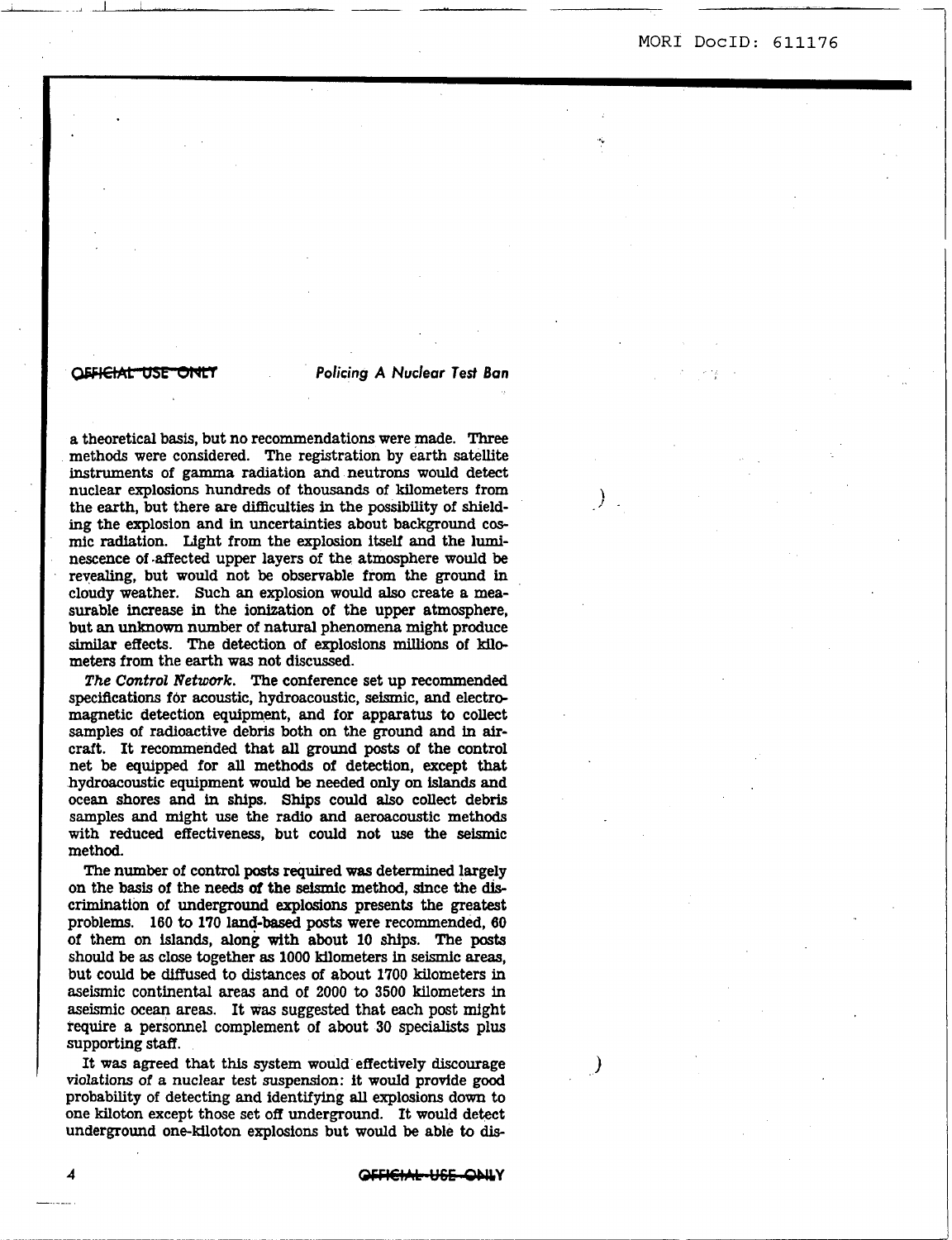a theoretical basis, but no recommendations were made. Three methods were considered. The registration by earth satellite instruments of gamma radiation and neutrons would detect nuclear explosions hundreds of thousands of kilometers from the earth, but there are difficulties in the possibility of shielding the explosion and in uncertainties about background cosmic radiation. Light from the explosion itself and the luminescence of affected upper layers of the atmosphere would be revealing, but would not be observable from the ground in cloudy weather. Such an explosion would also create a measurable increase in the ionization of the upper atmosphere, but an unknown number of natural phenomena might produce similar effects. The detection of explosions millions of kilometers from the earth was not discussed.

*The Control Network.* The conference set up recommended specifications for acoustic, hydroacoustic, seismic, and electromagnetic detection equipment, and for apparatus to collect samples of radioactive debris both on the ground and in aircraft. It recommended that all ground posts of the control net be equipped for all methods of detection, except that hydroacoustic equipment would be needed only on islands and ocean shores and in ships. Ships could also collect debris samples and might use the radio and aeroacoustic methods with reduced effectiveness, but could not use the seismic method.

The number of control posts required was determined largely on the basis of the needs of the seismic method, since the discrimination of underground explosions presents the greatest problems. 160 to 170 land-based posts were recommended, 60 of them on islands, along with about 10 ships. The posts should be as close together as 1000 kilometers in seismic areas, but could be diffused to distances of about 1700 kilometers in aseismic continental areas and of 2000 to 3500 kilometers in aseismic ocean areas. It was suggested that each post might require a personnel complement of about 30 specialists plus supporting staff.

It was agreed that this system would effectively discourage violations of a nuclear test suspension: it would provide good probability of detecting and identifying all explosions down to one kiloton except those set off underground. It would detect underground one-kiloton explosions but would be able to dis-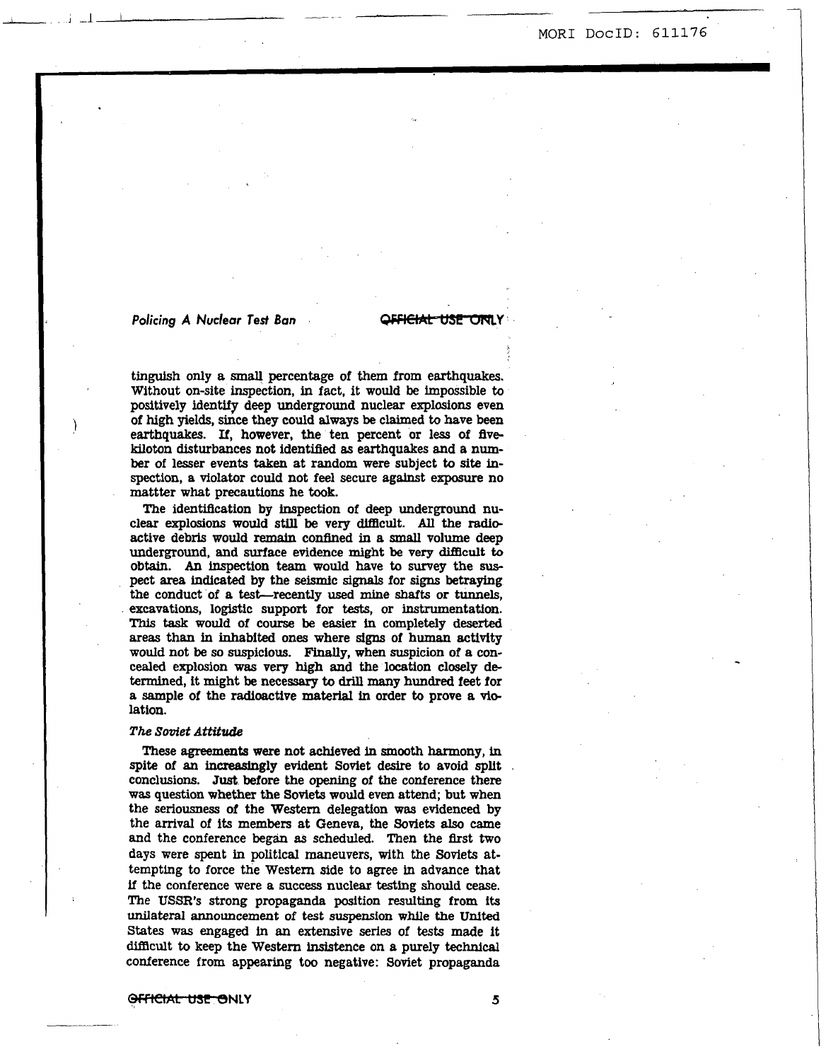tinguish only a small percentage of them from earthquakes. Without on-site inspection, in fact, it would be impossible to positively identify deep underground nuclear explosions even of high yields, since they could always be claimed to have been earthquakes. If, however, the ten percent or less of five-kiloton disturbances not identified as earthquakes and a number of lesser events taken at random were subject to site inspection, a violator could not feel secure against exposure no mattter what precautions he took.

The identification by inspection of deep underground nuclear explosions would still be very difficult. All the radioactive debris would remain confined in a small volume deep underground, and surface evidence might be very difficult to obtain. An inspection team would have to survey the suspect area indicated by the seismic signals for signs betraying the conduct of a test—recently used mine shafts or tunnels, excavations, logistic support for tests, or instrumentation. This task would of course be easier in completely deserted areas than in inhabited ones where signs of human activity would not be so suspicious. Finally, when suspicion of a concealed explosion was very high and the location closely determined, it might be necessary to drill many hundred feet for a sample of the radioactive material in order to prove a violation.

*The Soviet Attitude*

These agreements were not achieved in smooth harmony, in spite of an increasingly evident Soviet desire to avoid split conclusions. Just before the opening of the conference there was question whether the Soviets would even attend; but when the seriousness of the Western delegation was evidenced by the arrival of its members at Geneva, the Soviets also came and the conference began as scheduled. Then the first two days were spent in political maneuvers, with the Soviets attempting to force the Western side to agree in advance that if the conference were a success nuclear testing should cease. The USSR's strong propaganda position resulting from its unilateral announcement of test suspension while the United States was engaged in an extensive series of tests made it difficult to keep the Western insistence on a purely technical conference from appearing too negative: Soviet propaganda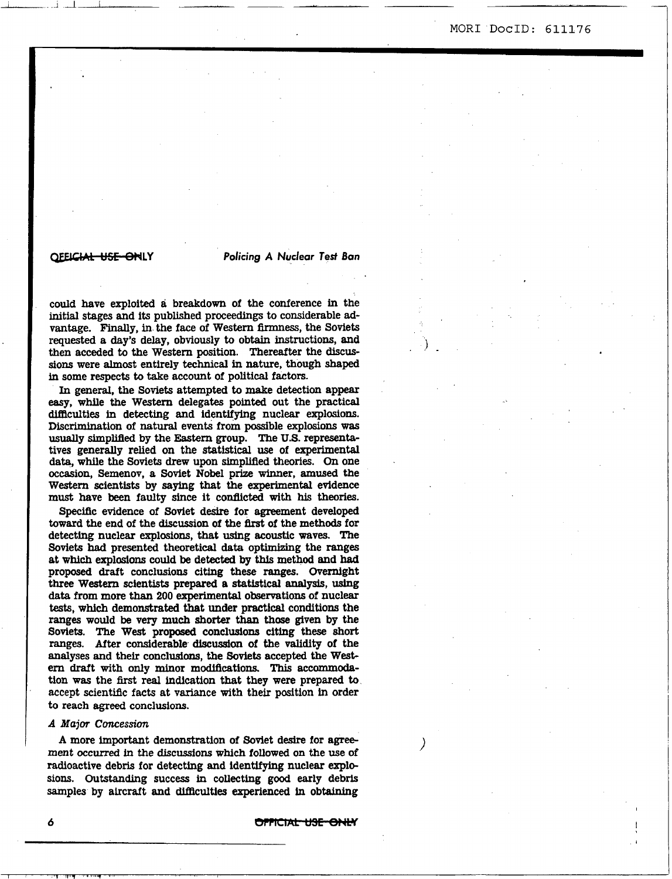could have exploited a breakdown of the conference in the initial stages and its published proceedings to considerable advantage. Finally, in the face of Western firmness, the Soviets requested a day's delay, obviously to obtain instructions, and then acceded to the Western position. Thereafter the discussions were almost entirely technical in nature, though shaped in some respects to take account of political factors.

In general, the Soviets attempted to make detection appear easy, while the Western delegates pointed out the practical difficulties in detecting and identifying nuclear explosions. Discrimination of natural events from possible explosions was usually simplified by the Eastern group. The U.S. representatives generally relied on the statistical use of experimental data, while the Soviets drew upon simplified theories. On one occasion, Semenov, a Soviet Nobel prize winner, amused the Western scientists by saying that the experimental evidence must have been faulty since it conflicted with his theories.

Specific evidence of Soviet desire for agreement developed toward the end of the discussion of the first of the methods for detecting nuclear explosions, that using acoustic waves. The Soviets had presented theoretical data optimizing the ranges at which explosions could be detected by this method and had proposed draft conclusions citing these ranges. Overnight three Western scientists prepared a statistical analysis, using data from more than 200 experimental observations of nuclear tests, which demonstrated that under practical conditions the ranges would be very much shorter than those given by the Soviets. The West proposed conclusions citing these short ranges. After considerable discussion of the validity of the analyses and their conclusions, the Soviets accepted the Western draft with only minor modifications. This accommodation was the first real indication that they were prepared to accept scientific facts at variance with their position in order to reach agreed conclusions.

### *A Major Concession*

A more important demonstration of Soviet desire for agreement occurred in the discussions which followed on the use of radioactive debris for detecting and identifying nuclear explosions. Outstanding success in collecting good early debris samples by aircraft and difficulties experienced in obtaining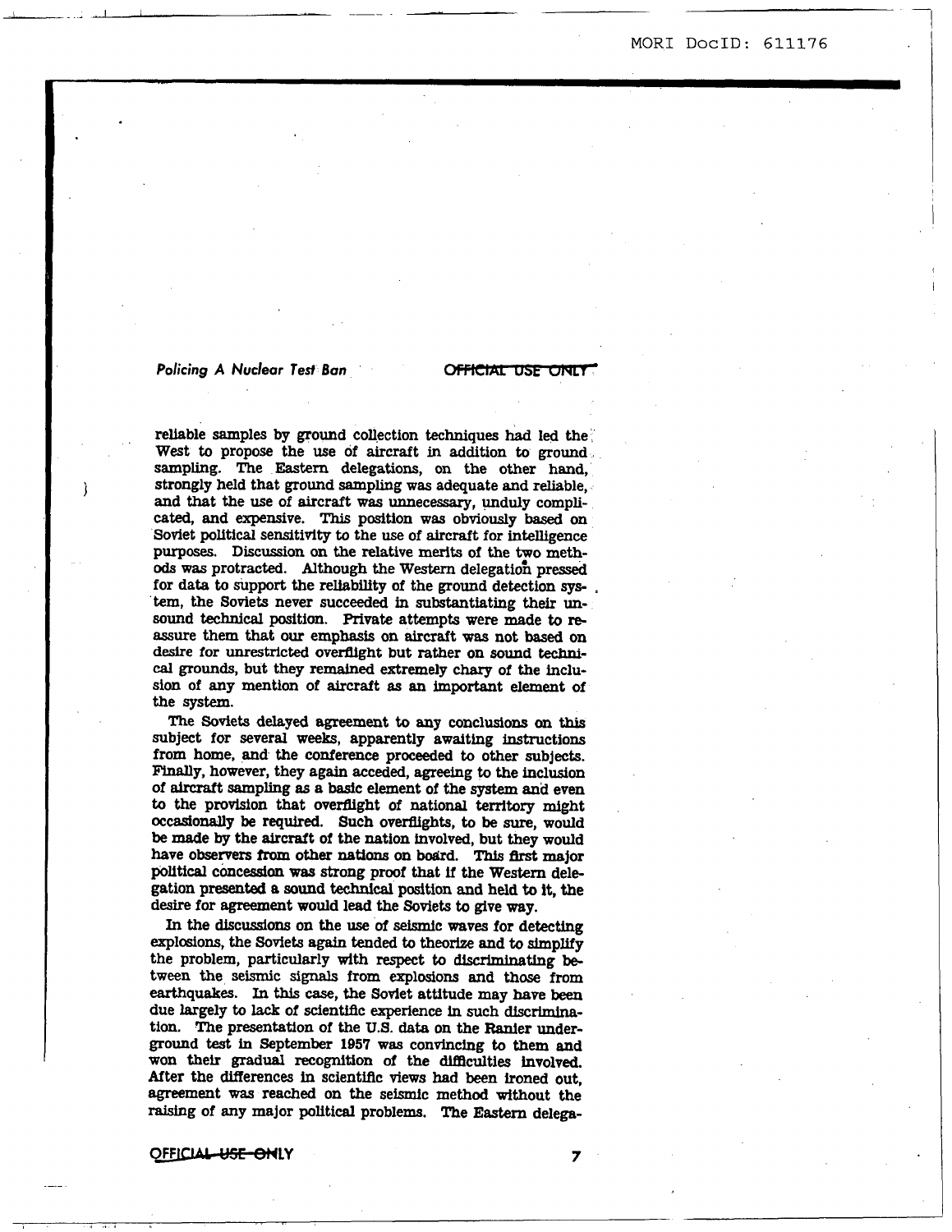reliable samples by ground collection techniques had led the West to propose the use of aircraft in addition to ground sampling. The Eastern delegations, on the other hand, strongly held that ground sampling was adequate and reliable, and that the use of aircraft was unnecessary, unduly complicated, and expensive. This position was obviously based on Soviet political sensitivity to the use of aircraft for intelligence purposes. Discussion on the relative merits of the two methods was protracted. Although the Western delegation pressed for data to support the reliability of the ground detection system, the Soviets never succeeded in substantiating their unsound technical position. Private attempts were made to reassure them that our emphasis on aircraft was not based on desire for unrestricted overflight but rather on sound technical grounds, but they remained extremely chary of the inclusion of any mention of aircraft as an important element of the system.

The Soviets delayed agreement to any conclusions on this subject for several weeks, apparently awaiting instructions from home, and the conference proceeded to other subjects. Finally, however, they again acceded, agreeing to the inclusion of aircraft sampling as a basic element of the system and even to the provision that overflight of national territory might occasionally be required. Such overflights, to be sure, would be made by the aircraft of the nation involved, but they would have observers from other nations on board. This first major political concession was strong proof that if the Western delegation presented a sound technical position and held to it, the desire for agreement would lead the Soviets to give way.

In the discussions on the use of seismic waves for detecting explosions, the Soviets again tended to theorize and to simplify the problem, particularly with respect to discriminating between the seismic signals from explosions and those from earthquakes. In this case, the Soviet attitude may have been due largely to lack of scientific experience in such discrimination. The presentation of the U.S. data on the Ranier underground test in September 1957 was convincing to them and won their gradual recognition of the difficulties involved. After the differences in scientific views had been ironed out, agreement was reached on the seismic method without the raising of any major political problems. The Eastern delega-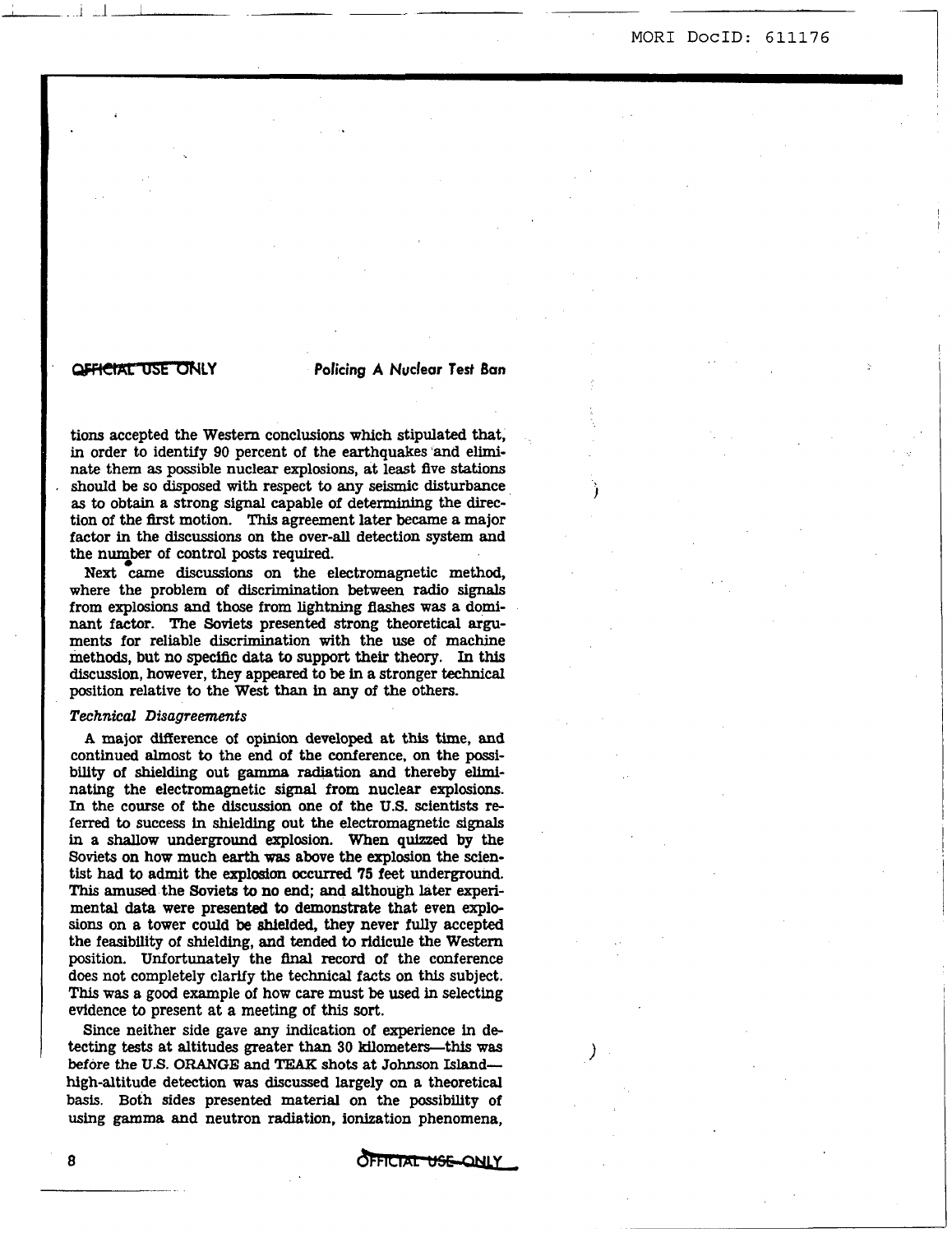tions accepted the Western conclusions which stipulated that, in order to identify 90 percent of the earthquakes and eliminate them as possible nuclear explosions, at least five stations should be so disposed with respect to any seismic disturbance as to obtain a strong signal capable of determining the direction of the first motion. This agreement later became a major factor in the discussions on the over-all detection system and the number of control posts required.

Next came discussions on the electromagnetic method, where the problem of discrimination between radio signals from explosions and those from lightning flashes was a dominant factor. The Soviets presented strong theoretical arguments for reliable discrimination with the use of machine methods, but no specific data to support their theory. In this discussion, however, they appeared to be in a stronger technical position relative to the West than in any of the others.

*Technical Disagreements*

A major difference of opinion developed at this time, and continued almost to the end of the conference, on the possibility of shielding out gamma radiation and thereby eliminating the electromagnetic signal from nuclear explosions. In the course of the discussion one of the U.S. scientists referred to success in shielding out the electromagnetic signals in a shallow underground explosion. When quizzed by the Soviets on how much earth was above the explosion the scientist had to admit the explosion occurred 75 feet underground. This amused the Soviets to no end; and although later experimental data were presented to demonstrate that even explosions on a tower could be shielded, they never fully accepted the feasibility of shielding, and tended to ridicule the Western position. Unfortunately the final record of the conference does not completely clarify the technical facts on this subject. This was a good example of how care must be used in selecting evidence to present at a meeting of this sort.

Since neither side gave any indication of experience in detecting tests at altitudes greater than 30 kilometers—this was before the U.S. ORANGE and TEAK shots at Johnson Island—high-altitude detection was discussed largely on a theoretical basis. Both sides presented material on the possibility of using gamma and neutron radiation, ionization phenomena,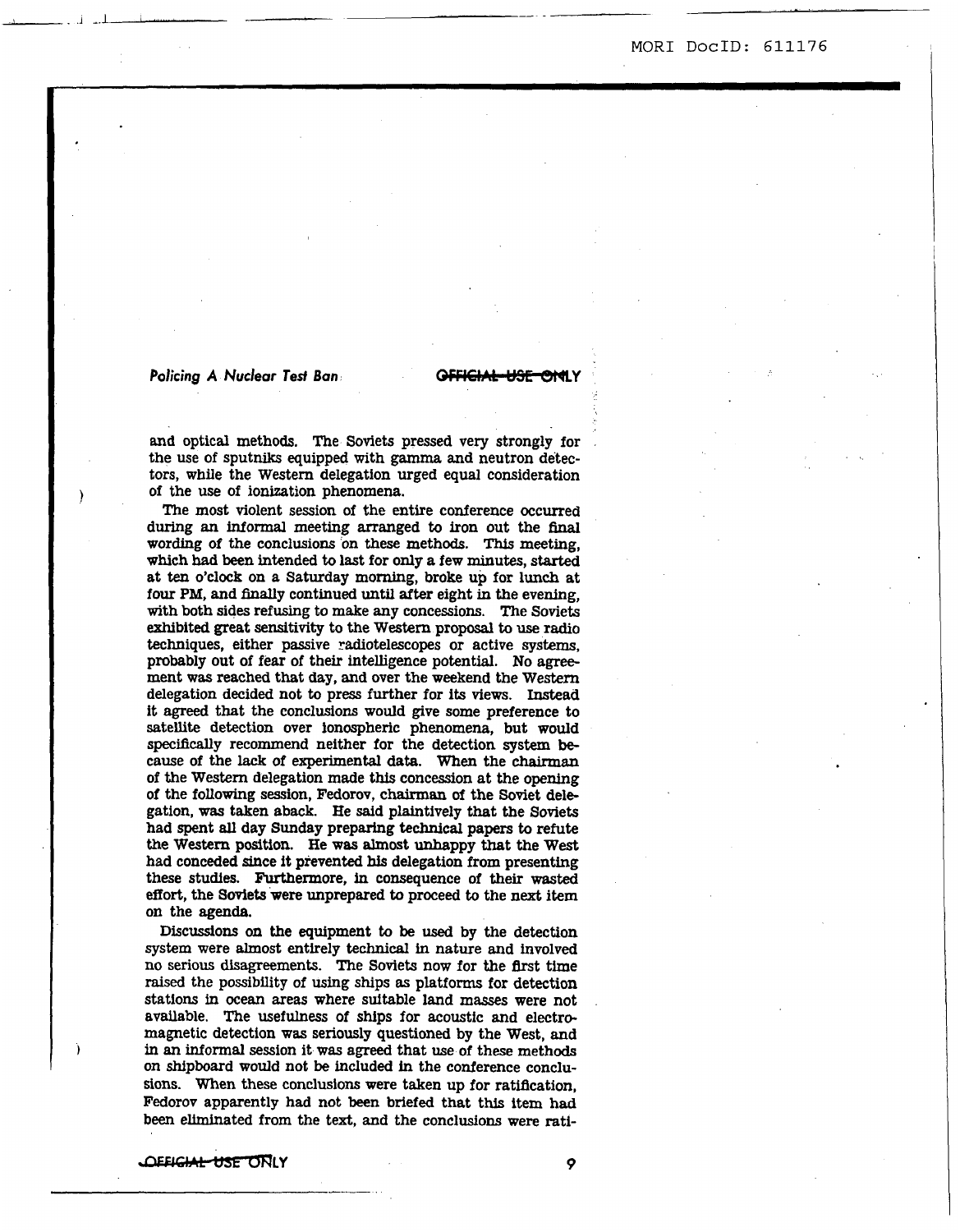and optical methods. The Soviets pressed very strongly for the use of sputniks equipped with gamma and neutron detectors, while the Western delegation urged equal consideration of the use of ionization phenomena.

The most violent session of the entire conference occurred during an informal meeting arranged to iron out the final wording of the conclusions on these methods. This meeting, which had been intended to last for only a few minutes, started at ten o'clock on a Saturday morning, broke up for lunch at four PM, and finally continued until after eight in the evening, with both sides refusing to make any concessions. The Soviets exhibited great sensitivity to the Western proposal to use radio techniques, either passive radiotelescopes or active systems, probably out of fear of their intelligence potential. No agreement was reached that day, and over the weekend the Western delegation decided not to press further for its views. Instead it agreed that the conclusions would give some preference to satellite detection over ionospheric phenomena, but would specifically recommend neither for the detection system because of the lack of experimental data. When the chairman of the Western delegation made this concession at the opening of the following session, Fedorov, chairman of the Soviet delegation, was taken aback. He said plaintively that the Soviets had spent all day Sunday preparing technical papers to refute the Western position. He was almost unhappy that the West had conceded since it prevented his delegation from presenting these studies. Furthermore, in consequence of their wasted effort, the Soviets were unprepared to proceed to the next item on the agenda.

Discussions on the equipment to be used by the detection system were almost entirely technical in nature and involved no serious disagreements. The Soviets now for the first time raised the possibility of using ships as platforms for detection stations in ocean areas where suitable land masses were not available. The usefulness of ships for acoustic and electromagnetic detection was seriously questioned by the West, and in an informal session it was agreed that use of these methods on shipboard would not be included in the conference conclusions. When these conclusions were taken up for ratification, Fedorov apparently had not been briefed that this item had been eliminated from the text, and the conclusions were rati-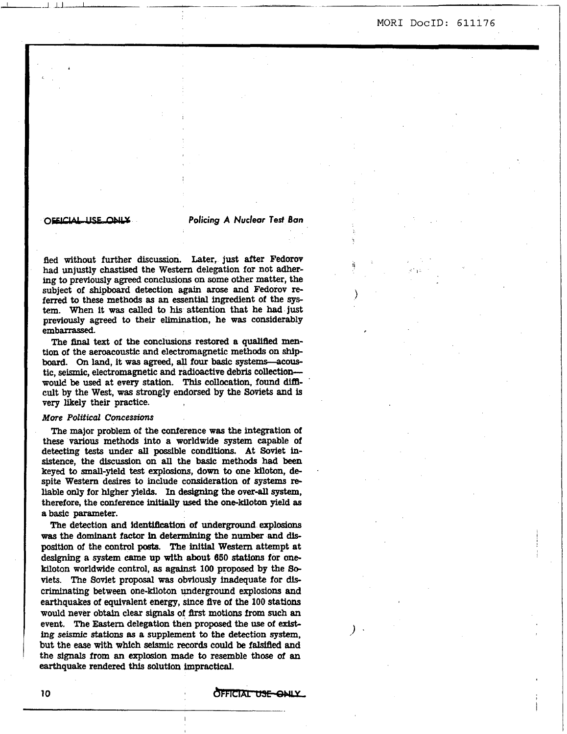fied without further discussion. Later, just after Fedorov had unjustly chastised the Western delegation for not adhering to previously agreed conclusions on some other matter, the subject of shipboard detection again arose and Fedorov referred to these methods as an essential ingredient of the system. When it was called to his attention that he had just previously agreed to their elimination, he was considerably embarrassed.

The final text of the conclusions restored a qualified mention of the aeroacoustic and electromagnetic methods on shipboard. On land, it was agreed, all four basic systems—acoustic, seismic, electromagnetic and radioactive debris collection—would be used at every station. This collocation, found difficult by the West, was strongly endorsed by the Soviets and is very likely their practice.

*More Political Concessions*

The major problem of the conference was the integration of these various methods into a worldwide system capable of detecting tests under all possible conditions. At Soviet insistence, the discussion on all the basic methods had been keyed to small-yield test explosions, down to one kiloton, despite Western desires to include consideration of systems reliable only for higher yields. In designing the over-all system, therefore, the conference initially used the one-kiloton yield as a basic parameter.

The detection and identification of underground explosions was the dominant factor in determining the number and disposition of the control posts. The initial Western attempt at designing a system came up with about 650 stations for one-kiloton worldwide control, as against 100 proposed by the Soviets. The Soviet proposal was obviously inadequate for discriminating between one-kiloton underground explosions and earthquakes of equivalent energy, since five of the 100 stations would never obtain clear signals of first motions from such an event. The Eastern delegation then proposed the use of existing seismic stations as a supplement to the detection system, but the ease with which seismic records could be falsified and the signals from an explosion made to resemble those of an earthquake rendered this solution impractical.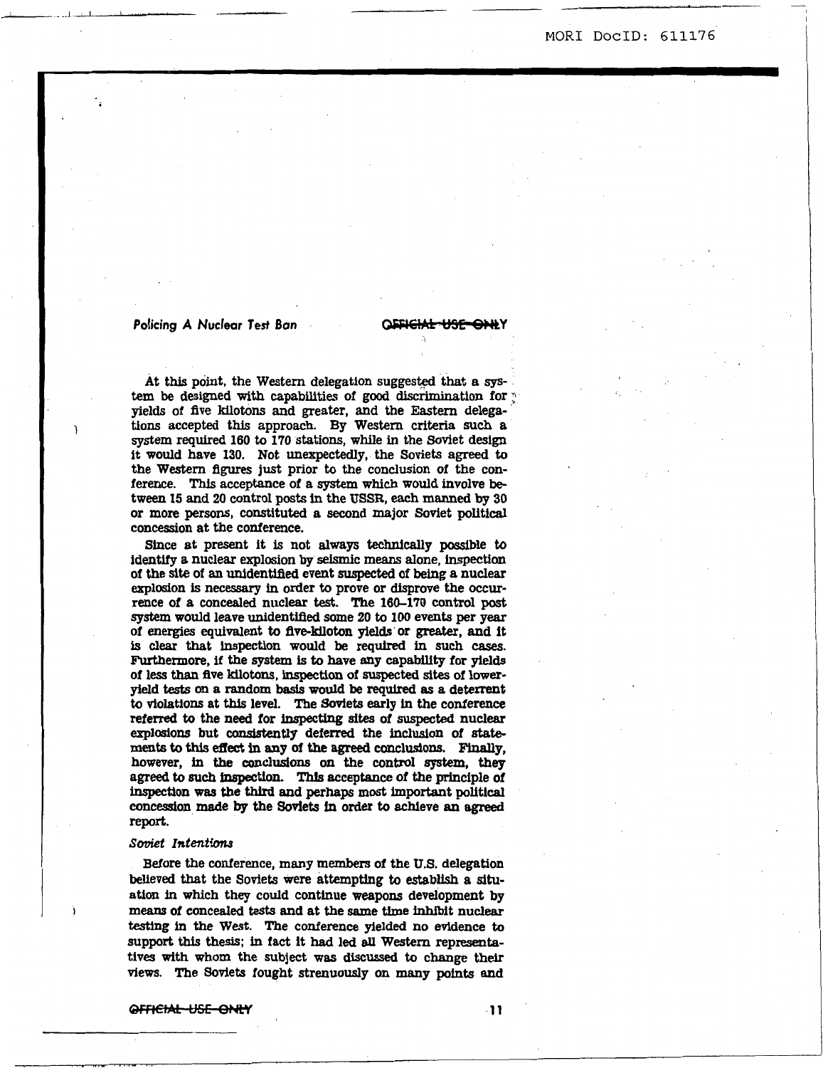At this point, the Western delegation suggested that a system be designed with capabilities of good discrimination for yields of five kilotons and greater, and the Eastern delegations accepted this approach. By Western criteria such a system required 160 to 170 stations, while in the Soviet design it would have 130. Not unexpectedly, the Soviets agreed to the Western figures just prior to the conclusion of the conference. This acceptance of a system which would involve between 15 and 20 control posts in the USSR, each manned by 30 or more persons, constituted a second major Soviet political concession at the conference.

Since at present it is not always technically possible to identify a nuclear explosion by seismic means alone, inspection of the site of an unidentified event suspected of being a nuclear explosion is necessary in order to prove or disprove the occurrence of a concealed nuclear test. The 160–170 control post system would leave unidentified some 20 to 100 events per year of energies equivalent to five-kiloton yields or greater, and it is clear that inspection would be required in such cases. Furthermore, if the system is to have any capability for yields of less than five kilotons, inspection of suspected sites of lower-yield tests on a random basis would be required as a deterrent to violations at this level. The Soviets early in the conference referred to the need for inspecting sites of suspected nuclear explosions but consistently deferred the inclusion of statements to this effect in any of the agreed conclusions. Finally, however, in the conclusions on the control system, they agreed to such inspection. This acceptance of the principle of inspection was the third and perhaps most important political concession made by the Soviets in order to achieve an agreed report.

*Soviet Intentions*

Before the conference, many members of the U.S. delegation believed that the Soviets were attempting to establish a situation in which they could continue weapons development by means of concealed tests and at the same time inhibit nuclear testing in the West. The conference yielded no evidence to support this thesis; in fact it had led all Western representatives with whom the subject was discussed to change their views. The Soviets fought strenuously on many points and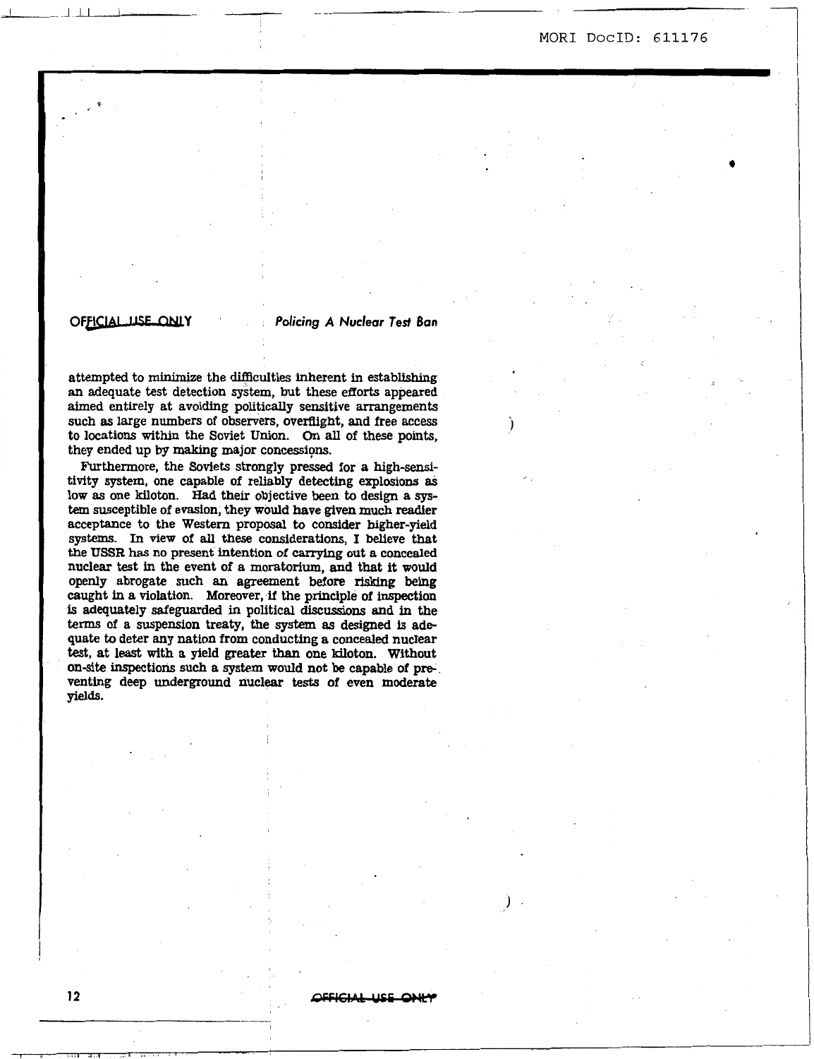attempted to minimize the difficulties inherent in establishing an adequate test detection system, but these efforts appeared aimed entirely at avoiding politically sensitive arrangements such as large numbers of observers, overflight, and free access to locations within the Soviet Union. On all of these points, they ended up by making major concessions.

Furthermore, the Soviets strongly pressed for a high-sensitivity system, one capable of reliably detecting explosions as low as one kiloton. Had their objective been to design a system susceptible of evasion, they would have given much readier acceptance to the Western proposal to consider higher-yield systems. In view of all these considerations, I believe that the USSR has no present intention of carrying out a concealed nuclear test in the event of a moratorium, and that it would openly abrogate such an agreement before risking being caught in a violation. Moreover, if the principle of inspection is adequately safeguarded in political discussions and in the terms of a suspension treaty, the system as designed is adequate to deter any nation from conducting a concealed nuclear test, at least with a yield greater than one kiloton. Without on-site inspections such a system would not be capable of preventing deep underground nuclear tests of even moderate yields.